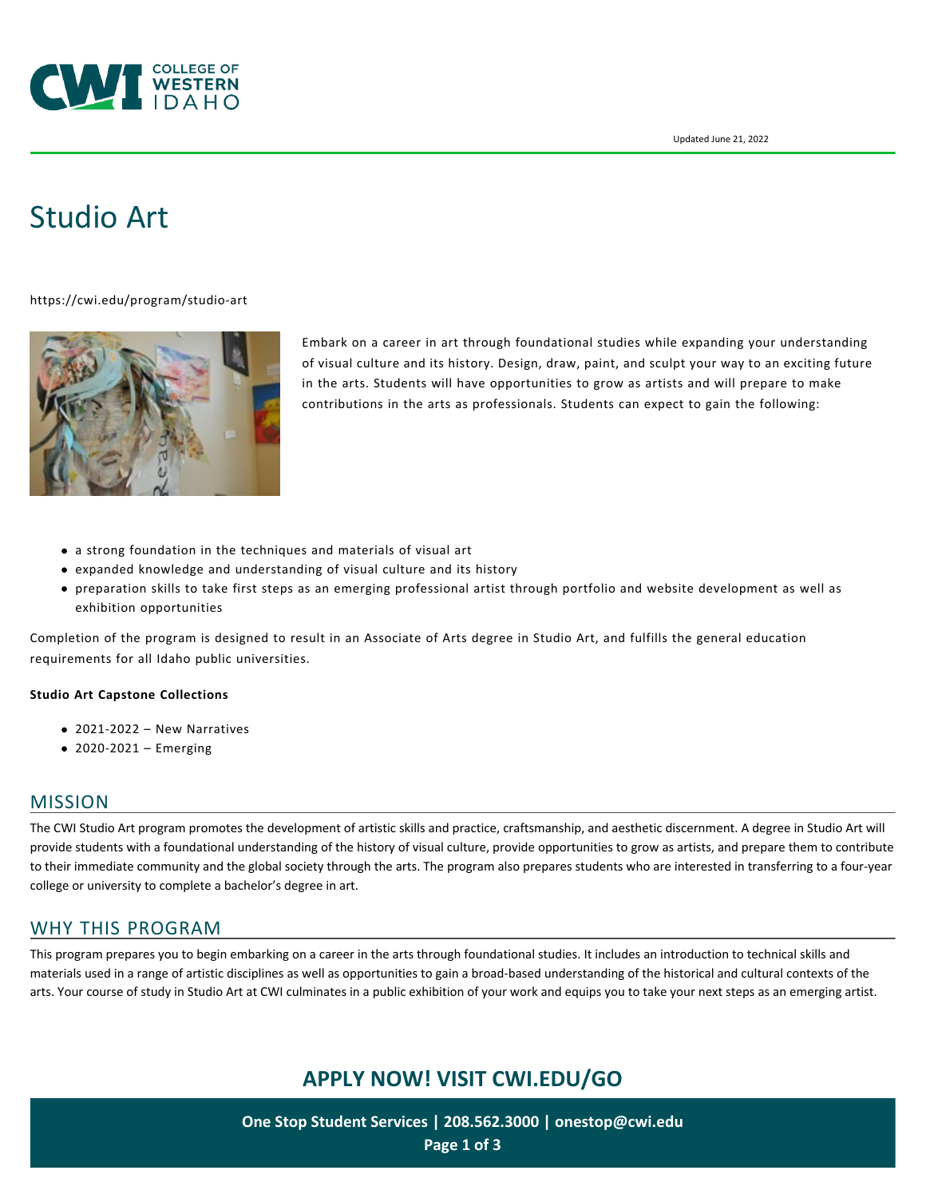Updated June 21, 2022

# Studio Art

https://cwi.edu/program/studio-art

Embark on a career in art through foundational studies while expanding your understanding of visual culture and its history. Design, draw, paint, and sculpt your way to an exciting future in the arts. Students will have opportunities to grow as artists and will prepare to make contributions in the arts as professionals. Students can expect to gain the following:

- a strong foundation in the techniques and materials of visual art
- expanded knowledge and understanding of visual culture and its history
- preparation skills to take first steps as an emerging professional artist through portfolio and website development as well as exhibition opportunities

Completion of the program is designed to result in an Associate of Arts degree in Studio Art, and fulfills the general education requirements for all Idaho public universities.

**Studio Art Capstone Collections**

- 2021-2022 – New Narratives
- 2020-2021 – Emerging

## MISSION

The CWI Studio Art program promotes the development of artistic skills and practice, craftsmanship, and aesthetic discernment. A degree in Studio Art will provide students with a foundational understanding of the history of visual culture, provide opportunities to grow as artists, and prepare them to contribute to their immediate community and the global society through the arts. The program also prepares students who are interested in transferring to a four-year college or university to complete a bachelor's degree in art.

## WHY THIS PROGRAM

This program prepares you to begin embarking on a career in the arts through foundational studies. It includes an introduction to technical skills and materials used in a range of artistic disciplines as well as opportunities to gain a broad-based understanding of the historical and cultural contexts of the arts. Your course of study in Studio Art at CWI culminates in a public exhibition of your work and equips you to take your next steps as an emerging artist.

**APPLY NOW! VISIT CWI.EDU/GO**

**One Stop Student Services | 208.562.3000 | onestop@cwi.edu**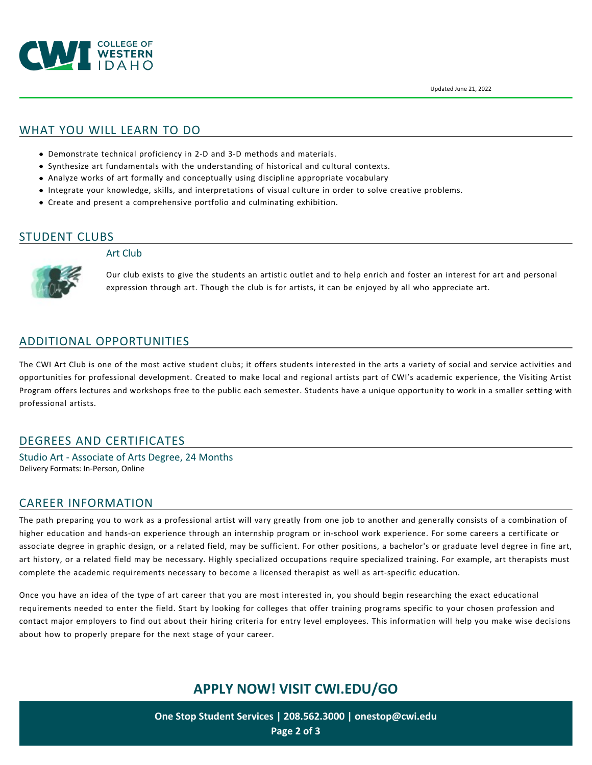Updated June 21, 2022

## WHAT YOU WILL LEARN TO DO

- Demonstrate technical proficiency in 2-D and 3-D methods and materials.
- Synthesize art fundamentals with the understanding of historical and cultural contexts.
- Analyze works of art formally and conceptually using discipline appropriate vocabulary
- Integrate your knowledge, skills, and interpretations of visual culture in order to solve creative problems.
- Create and present a comprehensive portfolio and culminating exhibition.

## STUDENT CLUBS

### Art Club

Our club exists to give the students an artistic outlet and to help enrich and foster an interest for art and personal expression through art. Though the club is for artists, it can be enjoyed by all who appreciate art.

## ADDITIONAL OPPORTUNITIES

The CWI Art Club is one of the most active student clubs; it offers students interested in the arts a variety of social and service activities and opportunities for professional development. Created to make local and regional artists part of CWI's academic experience, the Visiting Artist Program offers lectures and workshops free to the public each semester. Students have a unique opportunity to work in a smaller setting with professional artists.

## DEGREES AND CERTIFICATES

### Studio Art - Associate of Arts Degree, 24 Months

Delivery Formats: In-Person, Online

## CAREER INFORMATION

The path preparing you to work as a professional artist will vary greatly from one job to another and generally consists of a combination of higher education and hands-on experience through an internship program or in-school work experience. For some careers a certificate or associate degree in graphic design, or a related field, may be sufficient. For other positions, a bachelor's or graduate level degree in fine art, art history, or a related field may be necessary. Highly specialized occupations require specialized training. For example, art therapists must complete the academic requirements necessary to become a licensed therapist as well as art-specific education.

Once you have an idea of the type of art career that you are most interested in, you should begin researching the exact educational requirements needed to enter the field. Start by looking for colleges that offer training programs specific to your chosen profession and contact major employers to find out about their hiring criteria for entry level employees. This information will help you make wise decisions about how to properly prepare for the next stage of your career.

**APPLY NOW! VISIT CWI.EDU/GO**

**One Stop Student Services | 208.562.3000 | onestop@cwi.edu**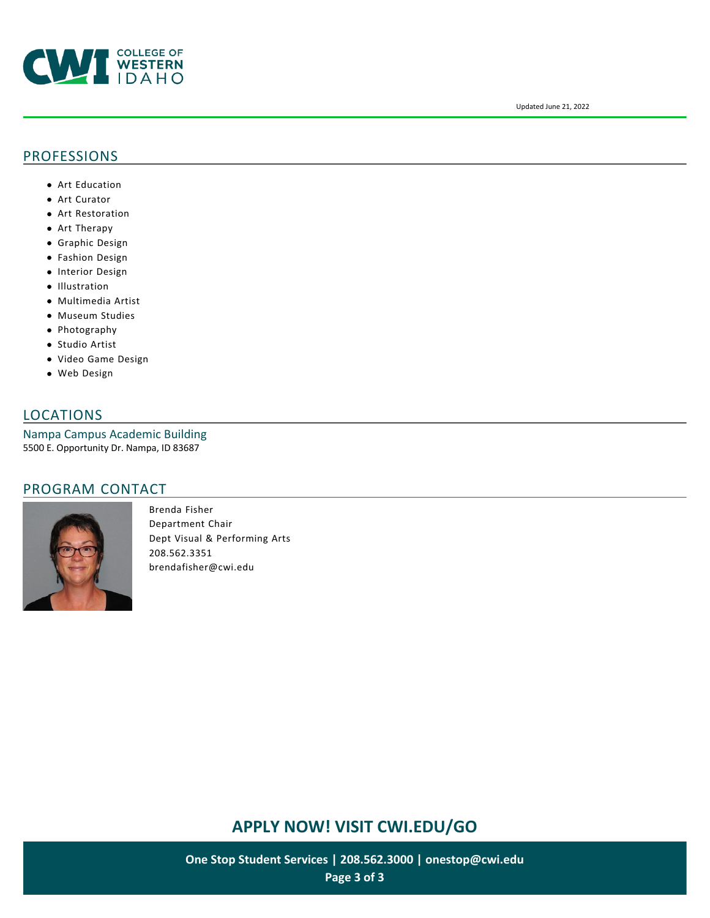Updated June 21, 2022

## PROFESSIONS

- Art Education
- Art Curator
- Art Restoration
- Art Therapy
- Graphic Design
- Fashion Design
- Interior Design
- Illustration
- Multimedia Artist
- Museum Studies
- Photography
- Studio Artist
- Video Game Design
- Web Design

## LOCATIONS

### Nampa Campus Academic Building

5500 E. Opportunity Dr. Nampa, ID 83687

## PROGRAM CONTACT

Brenda Fisher
Department Chair
Dept Visual & Performing Arts
208.562.3351
brendafisher@cwi.edu

## APPLY NOW! VISIT CWI.EDU/GO

**One Stop Student Services | 208.562.3000 | onestop@cwi.edu**